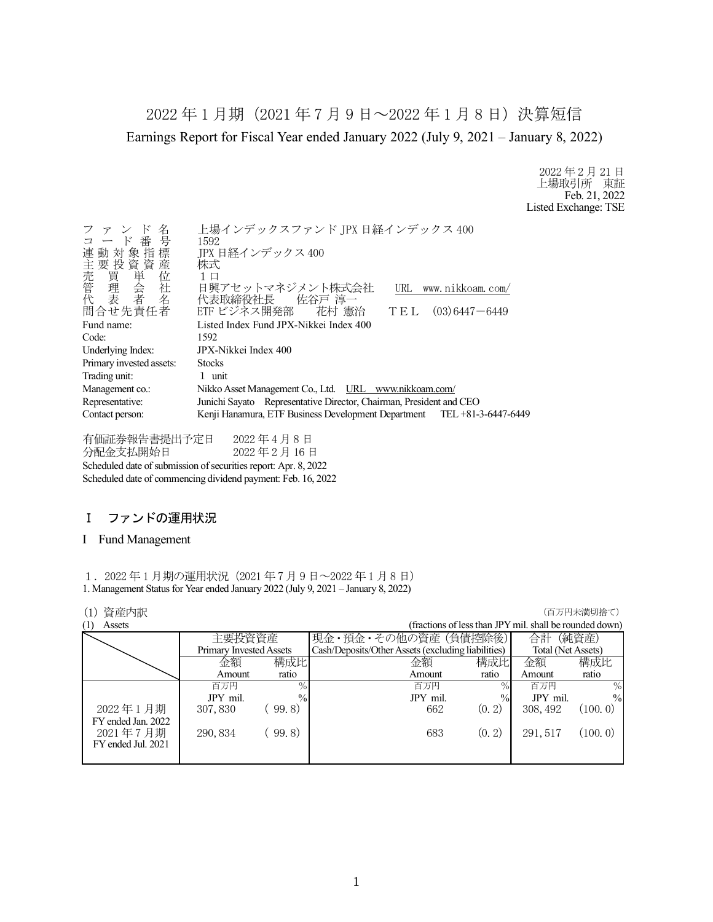# 2022 年 1 月期（2021 年 7 月 9 日～2022 年 1 月 8 日）決算短信

Earnings Report for Fiscal Year ended January 2022 (July 9, 2021 – January 8, 2022)

2022 年 2 月 21 日
上場取引所　東証
Feb. 21, 2022
Listed Exchange: TSE

| | |
|---|---|
| ファンド名 | 上場インデックスファンド JPX 日経インデックス 400 |
| コード番号 | 1592 |
| 連動対象指標 | JPX 日経インデックス 400 |
| 主要投資資産 | 株式 |
| 売買単位 | １口 |
| 管理会社 | 日興アセットマネジメント株式会社　URL　www.nikkoam.com/ |
| 代表者名 | 代表取締役社長　佐谷戸 淳一 |
| 問合せ先責任者 | ETF ビジネス開発部　花村 憲治　ＴＥＬ　(03)6447－6449 |
| Fund name: | Listed Index Fund JPX-Nikkei Index 400 |
| Code: | 1592 |
| Underlying Index: | JPX-Nikkei Index 400 |
| Primary invested assets: | Stocks |
| Trading unit: | 1 unit |
| Management co.: | Nikko Asset Management Co., Ltd.　URL　www.nikkoam.com/ |
| Representative: | Junichi Sayato　Representative Director, Chairman, President and CEO |
| Contact person: | Kenji Hanamura, ETF Business Development Department　TEL +81-3-6447-6449 |

有価証券報告書提出予定日　　2022 年 4 月 8 日
分配金支払開始日　　　　　　2022 年 2 月 16 日
Scheduled date of submission of securities report: Apr. 8, 2022
Scheduled date of commencing dividend payment: Feb. 16, 2022

## Ⅰ　ファンドの運用状況

## I　Fund Management

１．2022 年 1 月期の運用状況（2021 年 7 月 9 日～2022 年 1 月 8 日）
1. Management Status for Year ended January 2022 (July 9, 2021 – January 8, 2022)

(1) 資産内訳　　（百万円未満切捨て）
(1) Assets　　(fractions of less than JPY mil. shall be rounded down)

| | 主要投資資産 Primary Invested Assets | | 現金・預金・その他の資産（負債控除後） Cash/Deposits/Other Assets (excluding liabilities) | | 合計（純資産） Total (Net Assets) | |
|---|---|---|---|---|---|---|
| | 金額 Amount | 構成比 ratio | 金額 Amount | 構成比 ratio | 金額 Amount | 構成比 ratio |
| | 百万円 JPY mil. | % | 百万円 JPY mil. | % | 百万円 JPY mil. | % |
| 2022 年 1 月期 FY ended Jan. 2022 | 307,830 | ( 99.8) | 662 | (0.2) | 308,492 | (100.0) |
| 2021 年 7 月期 FY ended Jul. 2021 | 290,834 | ( 99.8) | 683 | (0.2) | 291,517 | (100.0) |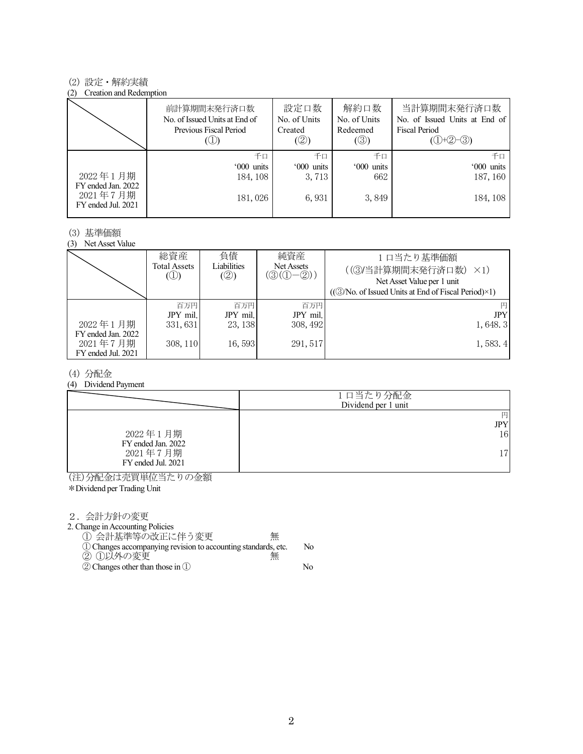(2) 設定・解約実績

(2) Creation and Redemption

| | 前計算期間末発行済口数<br>No. of Issued Units at End of Previous Fiscal Period<br>(①) | 設定口数<br>No. of Units Created<br>(②) | 解約口数<br>No. of Units Redeemed<br>(③) | 当計算期間末発行済口数<br>No. of Issued Units at End of Fiscal Period<br>(①+②-③) |
|---|---|---|---|---|
| | 千口<br>'000 units | 千口<br>'000 units | 千口<br>'000 units | 千口<br>'000 units |
| 2022年1月期<br>FY ended Jan. 2022 | 184, 108 | 3, 713 | 662 | 187, 160 |
| 2021年7月期<br>FY ended Jul. 2021 | 181, 026 | 6, 931 | 3, 849 | 184, 108 |

(3) 基準価額

(3) Net Asset Value

| | 総資産<br>Total Assets<br>(①) | 負債<br>Liabilities<br>(②) | 純資産<br>Net Assets<br>(③(①−②)) | 1口当たり基準価額<br>((③/当計算期間末発行済口数) ×1)<br>Net Asset Value per 1 unit<br>((③/No. of Issued Units at End of Fiscal Period)×1) |
|---|---|---|---|---|
| | 百万円<br>JPY mil. | 百万円<br>JPY mil. | 百万円<br>JPY mil. | 円<br>JPY |
| 2022年1月期<br>FY ended Jan. 2022 | 331, 631 | 23, 138 | 308, 492 | 1, 648. 3 |
| 2021年7月期<br>FY ended Jul. 2021 | 308, 110 | 16, 593 | 291, 517 | 1, 583. 4 |

(4) 分配金

(4) Dividend Payment

| | 1口当たり分配金<br>Dividend per 1 unit |
|---|---|
| | 円<br>JPY |
| 2022年1月期<br>FY ended Jan. 2022 | 16 |
| 2021年7月期<br>FY ended Jul. 2021 | 17 |

(注)分配金は売買単位当たりの金額

*Dividend per Trading Unit

２．会計方針の変更

2. Change in Accounting Policies

① 会計基準等の改正に伴う変更　無

① Changes accompanying revision to accounting standards, etc.　No

② ①以外の変更　無

② Changes other than those in ①　No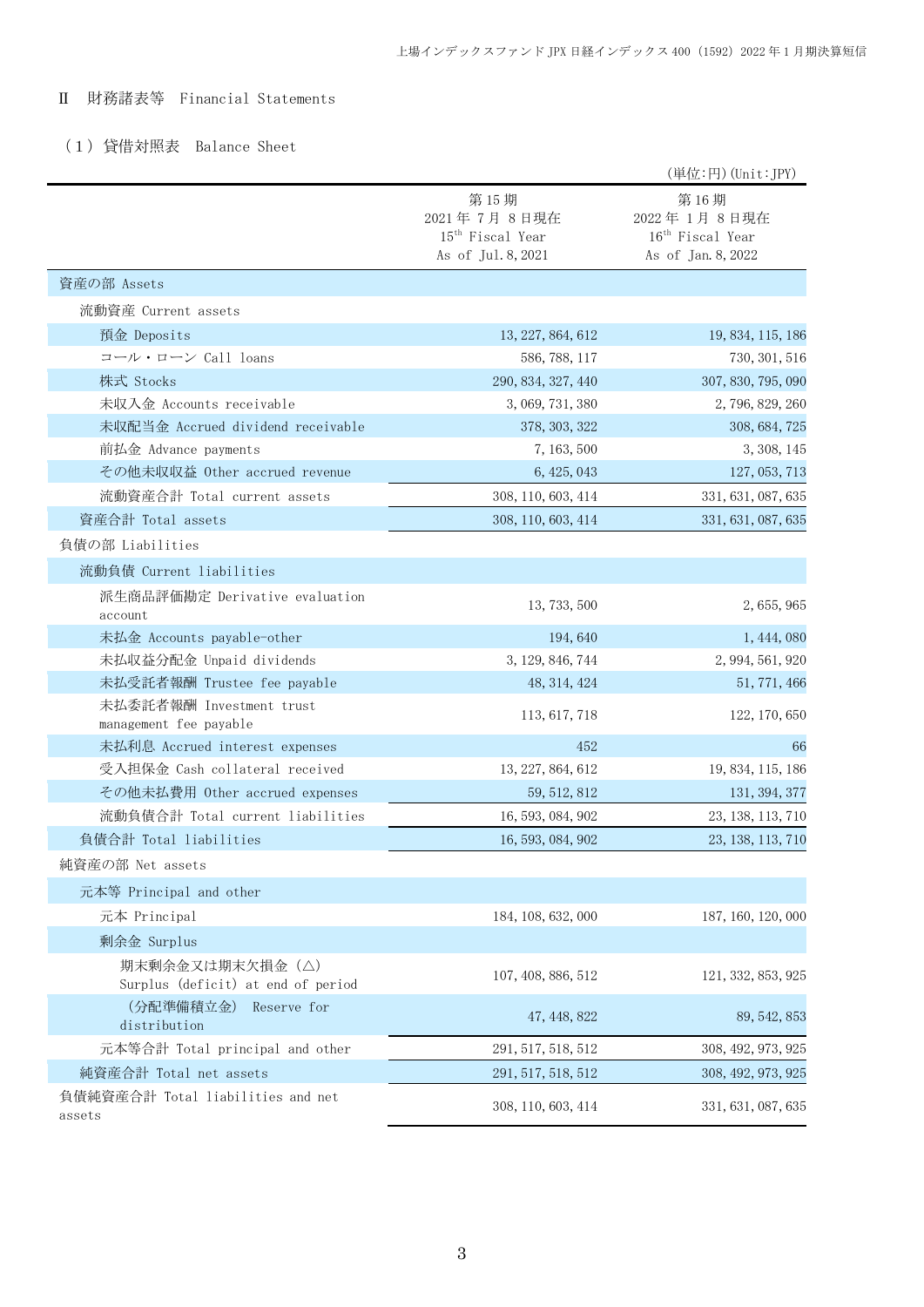## Ⅱ　財務諸表等　Financial Statements

### （１）貸借対照表　Balance Sheet

（単位:円）(Unit:JPY)

| | 第 15 期<br>2021 年 7 月 8 日現在<br>15th Fiscal Year<br>As of Jul. 8, 2021 | 第 16 期<br>2022 年 1 月 8 日現在<br>16th Fiscal Year<br>As of Jan. 8, 2022 |
|---|---|---|
| 資産の部 Assets | | |
| 流動資産 Current assets | | |
| 預金 Deposits | 13, 227, 864, 612 | 19, 834, 115, 186 |
| コール・ローン Call loans | 586, 788, 117 | 730, 301, 516 |
| 株式 Stocks | 290, 834, 327, 440 | 307, 830, 795, 090 |
| 未収入金 Accounts receivable | 3, 069, 731, 380 | 2, 796, 829, 260 |
| 未収配当金 Accrued dividend receivable | 378, 303, 322 | 308, 684, 725 |
| 前払金 Advance payments | 7, 163, 500 | 3, 308, 145 |
| その他未収収益 Other accrued revenue | 6, 425, 043 | 127, 053, 713 |
| 流動資産合計 Total current assets | 308, 110, 603, 414 | 331, 631, 087, 635 |
| 資産合計 Total assets | 308, 110, 603, 414 | 331, 631, 087, 635 |
| 負債の部 Liabilities | | |
| 流動負債 Current liabilities | | |
| 派生商品評価勘定 Derivative evaluation account | 13, 733, 500 | 2, 655, 965 |
| 未払金 Accounts payable-other | 194, 640 | 1, 444, 080 |
| 未払収益分配金 Unpaid dividends | 3, 129, 846, 744 | 2, 994, 561, 920 |
| 未払受託者報酬 Trustee fee payable | 48, 314, 424 | 51, 771, 466 |
| 未払委託者報酬 Investment trust management fee payable | 113, 617, 718 | 122, 170, 650 |
| 未払利息 Accrued interest expenses | 452 | 66 |
| 受入担保金 Cash collateral received | 13, 227, 864, 612 | 19, 834, 115, 186 |
| その他未払費用 Other accrued expenses | 59, 512, 812 | 131, 394, 377 |
| 流動負債合計 Total current liabilities | 16, 593, 084, 902 | 23, 138, 113, 710 |
| 負債合計 Total liabilities | 16, 593, 084, 902 | 23, 138, 113, 710 |
| 純資産の部 Net assets | | |
| 元本等 Principal and other | | |
| 元本 Principal | 184, 108, 632, 000 | 187, 160, 120, 000 |
| 剰余金 Surplus | | |
| 期末剰余金又は期末欠損金（△） Surplus (deficit) at end of period | 107, 408, 886, 512 | 121, 332, 853, 925 |
| （分配準備積立金） Reserve for distribution | 47, 448, 822 | 89, 542, 853 |
| 元本等合計 Total principal and other | 291, 517, 518, 512 | 308, 492, 973, 925 |
| 純資産合計 Total net assets | 291, 517, 518, 512 | 308, 492, 973, 925 |
| 負債純資産合計 Total liabilities and net assets | 308, 110, 603, 414 | 331, 631, 087, 635 |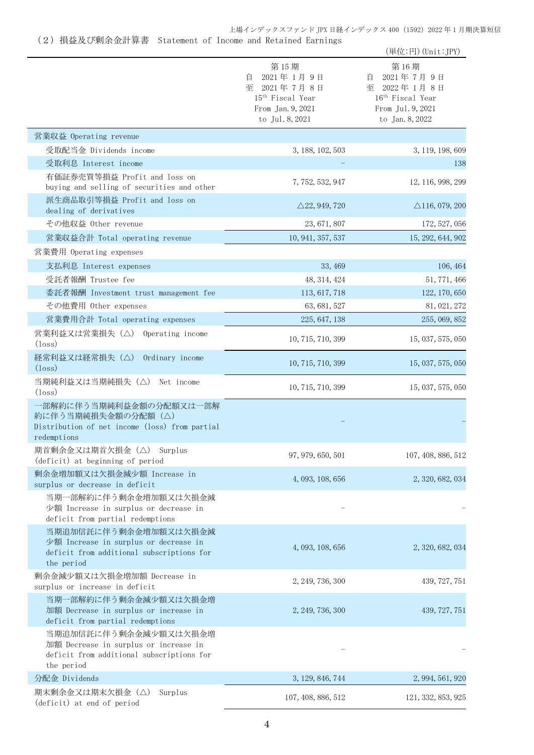## （2）損益及び剰余金計算書 Statement of Income and Retained Earnings

（単位:円）(Unit:JPY)

| | 第 15 期<br>自 2021 年 1 月 9 日<br>至 2021 年 7 月 8 日<br>15th Fiscal Year<br>From Jan.9,2021<br>to Jul.8,2021 | 第 16 期<br>自 2021 年 7 月 9 日<br>至 2022 年 1 月 8 日<br>16th Fiscal Year<br>From Jul.9,2021<br>to Jan.8,2022 |
|---|---|---|
| 営業収益 Operating revenue | | |
| 受取配当金 Dividends income | 3,188,102,503 | 3,119,198,609 |
| 受取利息 Interest income | - | 138 |
| 有価証券売買等損益 Profit and loss on buying and selling of securities and other | 7,752,532,947 | 12,116,998,299 |
| 派生商品取引等損益 Profit and loss on dealing of derivatives | △22,949,720 | △116,079,200 |
| その他収益 Other revenue | 23,671,807 | 172,527,056 |
| 営業収益合計 Total operating revenue | 10,941,357,537 | 15,292,644,902 |
| 営業費用 Operating expenses | | |
| 支払利息 Interest expenses | 33,469 | 106,464 |
| 受託者報酬 Trustee fee | 48,314,424 | 51,771,466 |
| 委託者報酬 Investment trust management fee | 113,617,718 | 122,170,650 |
| その他費用 Other expenses | 63,681,527 | 81,021,272 |
| 営業費用合計 Total operating expenses | 225,647,138 | 255,069,852 |
| 営業利益又は営業損失（△） Operating income (loss) | 10,715,710,399 | 15,037,575,050 |
| 経常利益又は経常損失（△） Ordinary income (loss) | 10,715,710,399 | 15,037,575,050 |
| 当期純利益又は当期純損失（△） Net income (loss) | 10,715,710,399 | 15,037,575,050 |
| 一部解約に伴う当期純利益金額の分配額又は一部解約に伴う当期純損失金額の分配額（△） Distribution of net income (loss) from partial redemptions | - | - |
| 期首剰余金又は期首欠損金（△） Surplus (deficit) at beginning of period | 97,979,650,501 | 107,408,886,512 |
| 剰余金増加額又は欠損金減少額 Increase in surplus or decrease in deficit | 4,093,108,656 | 2,320,682,034 |
| 当期一部解約に伴う剰余金増加額又は欠損金減少額 Increase in surplus or decrease in deficit from partial redemptions | - | - |
| 当期追加信託に伴う剰余金増加額又は欠損金減少額 Increase in surplus or decrease in deficit from additional subscriptions for the period | 4,093,108,656 | 2,320,682,034 |
| 剰余金減少額又は欠損金増加額 Decrease in surplus or increase in deficit | 2,249,736,300 | 439,727,751 |
| 当期一部解約に伴う剰余金減少額又は欠損金増加額 Decrease in surplus or increase in deficit from partial redemptions | 2,249,736,300 | 439,727,751 |
| 当期追加信託に伴う剰余金減少額又は欠損金増加額 Decrease in surplus or increase in deficit from additional subscriptions for the period | - | - |
| 分配金 Dividends | 3,129,846,744 | 2,994,561,920 |
| 期末剰余金又は期末欠損金（△） Surplus (deficit) at end of period | 107,408,886,512 | 121,332,853,925 |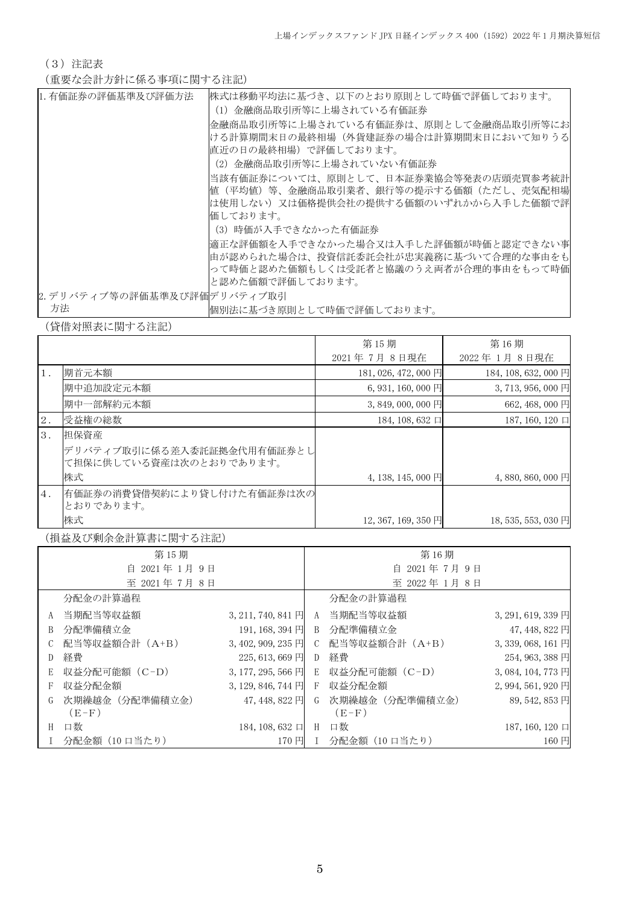（3）注記表

（重要な会計方針に係る事項に関する注記）

| | |
|---|---|
| 1. 有価証券の評価基準及び評価方法 | 株式は移動平均法に基づき、以下のとおり原則として時価で評価しております。<br>（1）金融商品取引所等に上場されている有価証券<br>金融商品取引所等に上場されている有価証券は、原則として金融商品取引所等における計算期間末日の最終相場（外貨建証券の場合は計算期間末日において知りうる直近の日の最終相場）で評価しております。<br>（2）金融商品取引所等に上場されていない有価証券<br>当該有価証券については、原則として、日本証券業協会等発表の店頭売買参考統計値（平均値）等、金融商品取引業者、銀行等の提示する価額（ただし、売気配相場は使用しない）又は価格提供会社の提供する価額のいずれかから入手した価額で評価しております。<br>（3）時価が入手できなかった有価証券<br>適正な評価額を入手できなかった場合又は入手した評価額が時価と認定できない事由が認められた場合は、投資信託委託会社が忠実義務に基づいて合理的な事由をもって時価と認めた価額もしくは受託者と協議のうえ両者が合理的事由をもって時価と認めた価額で評価しております。 |
| 2. デリバティブ等の評価基準及び評価方法 | デリバティブ取引<br>個別法に基づき原則として時価で評価しております。 |

（貸借対照表に関する注記）

| | | 第15期<br>2021年 7月 8日現在 | 第16期<br>2022年 1月 8日現在 |
|---|---|---|---|
| 1. | 期首元本額 | 181,026,472,000円 | 184,108,632,000円 |
| | 期中追加設定元本額 | 6,931,160,000円 | 3,713,956,000円 |
| | 期中一部解約元本額 | 3,849,000,000円 | 662,468,000円 |
| 2. | 受益権の総数 | 184,108,632口 | 187,160,120口 |
| 3. | 担保資産<br>デリバティブ取引に係る差入委託証拠金代用有価証券として担保に供している資産は次のとおりであります。 | | |
| | 株式 | 4,138,145,000円 | 4,880,860,000円 |
| 4. | 有価証券の消費貸借契約により貸し付けた有価証券は次のとおりであります。 | | |
| | 株式 | 12,367,169,350円 | 18,535,553,030円 |

（損益及び剰余金計算書に関する注記）

| 第15期<br>自 2021年 1月 9日<br>至 2021年 7月 8日 | | | 第16期<br>自 2021年 7月 9日<br>至 2022年 1月 8日 | | |
|---|---|---|---|---|---|
| | 分配金の計算過程 | | | 分配金の計算過程 | |
| A | 当期配当等収益額 | 3,211,740,841円 | A | 当期配当等収益額 | 3,291,619,339円 |
| B | 分配準備積立金 | 191,168,394円 | B | 分配準備積立金 | 47,448,822円 |
| C | 配当等収益額合計（A+B） | 3,402,909,235円 | C | 配当等収益額合計（A+B） | 3,339,068,161円 |
| D | 経費 | 225,613,669円 | D | 経費 | 254,963,388円 |
| E | 収益分配可能額（C-D） | 3,177,295,566円 | E | 収益分配可能額（C-D） | 3,084,104,773円 |
| F | 収益分配金額 | 3,129,846,744円 | F | 収益分配金額 | 2,994,561,920円 |
| G | 次期繰越金（分配準備積立金）（E-F） | 47,448,822円 | G | 次期繰越金（分配準備積立金）（E-F） | 89,542,853円 |
| H | 口数 | 184,108,632口 | H | 口数 | 187,160,120口 |
| I | 分配金額（10口当たり） | 170円 | I | 分配金額（10口当たり） | 160円 |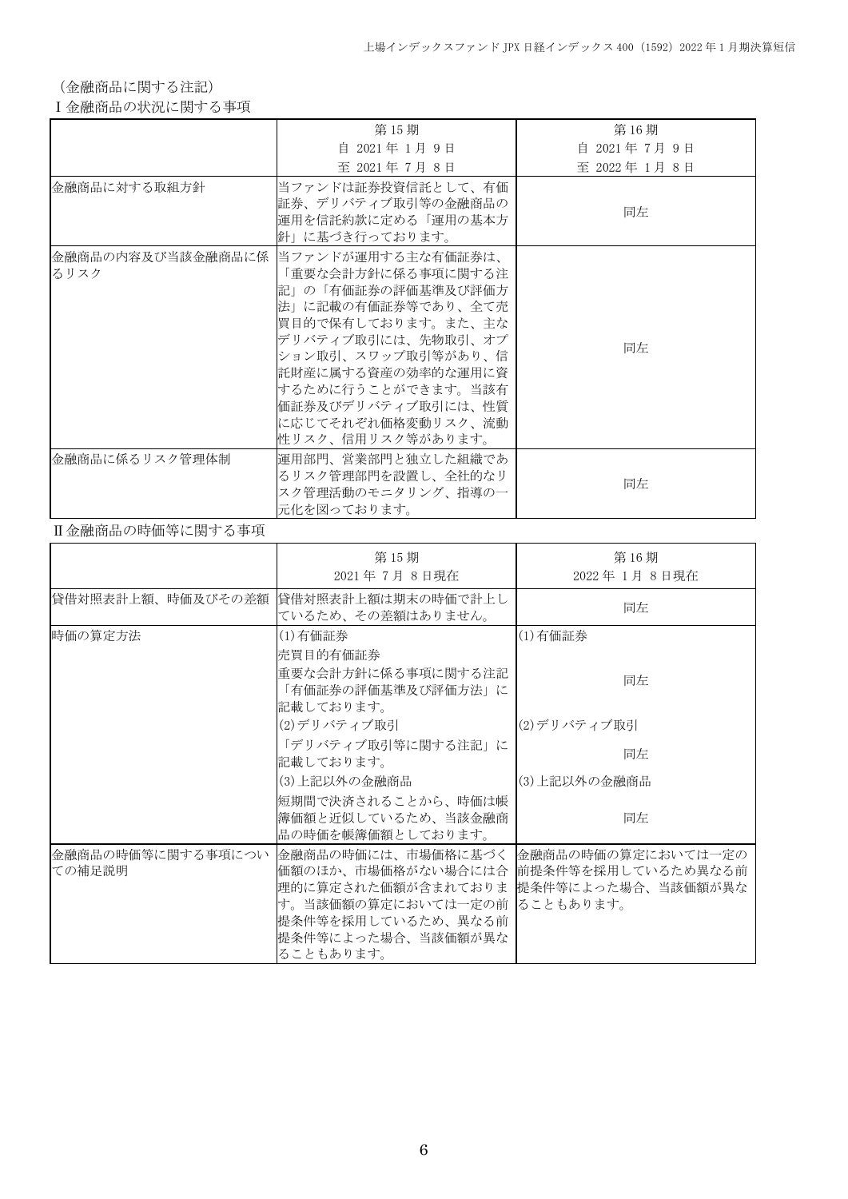（金融商品に関する注記）

Ⅰ金融商品の状況に関する事項

| | 第15期<br>自 2021年 1月 9日<br>至 2021年 7月 8日 | 第16期<br>自 2021年 7月 9日<br>至 2022年 1月 8日 |
|---|---|---|
| 金融商品に対する取組方針 | 当ファンドは証券投資信託として、有価証券、デリバティブ取引等の金融商品の運用を信託約款に定める「運用の基本方針」に基づき行っております。 | 同左 |
| 金融商品の内容及び当該金融商品に係るリスク | 当ファンドが運用する主な有価証券は、「重要な会計方針に係る事項に関する注記」の「有価証券の評価基準及び評価方法」に記載の有価証券等であり、全て売買目的で保有しております。また、主なデリバティブ取引には、先物取引、オプション取引、スワップ取引等があり、信託財産に属する資産の効率的な運用に資するために行うことができます。当該有価証券及びデリバティブ取引には、性質に応じてそれぞれ価格変動リスク、流動性リスク、信用リスク等があります。 | 同左 |
| 金融商品に係るリスク管理体制 | 運用部門、営業部門と独立した組織であるリスク管理部門を設置し、全社的なリスク管理活動のモニタリング、指導の一元化を図っております。 | 同左 |

Ⅱ金融商品の時価等に関する事項

| | 第15期<br>2021年 7月 8日現在 | 第16期<br>2022年 1月 8日現在 |
|---|---|---|
| 貸借対照表計上額、時価及びその差額 | 貸借対照表計上額は期末の時価で計上しているため、その差額はありません。 | 同左 |
| 時価の算定方法 | (1)有価証券<br>売買目的有価証券<br>重要な会計方針に係る事項に関する注記「有価証券の評価基準及び評価方法」に記載しております。<br>(2)デリバティブ取引<br>「デリバティブ取引等に関する注記」に記載しております。<br>(3)上記以外の金融商品<br>短期間で決済されることから、時価は帳簿価額と近似しているため、当該金融商品の時価を帳簿価額としております。 | (1)有価証券<br>同左<br>(2)デリバティブ取引<br>同左<br>(3)上記以外の金融商品<br>同左 |
| 金融商品の時価等に関する事項についての補足説明 | 金融商品の時価には、市場価格に基づく価額のほか、市場価格がない場合には合理的に算定された価額が含まれております。当該価額の算定においては一定の前提条件等を採用しているため、異なる前提条件等によった場合、当該価額が異なることもあります。 | 金融商品の時価の算定においては一定の前提条件等を採用しているため異なる前提条件等によった場合、当該価額が異なることもあります。 |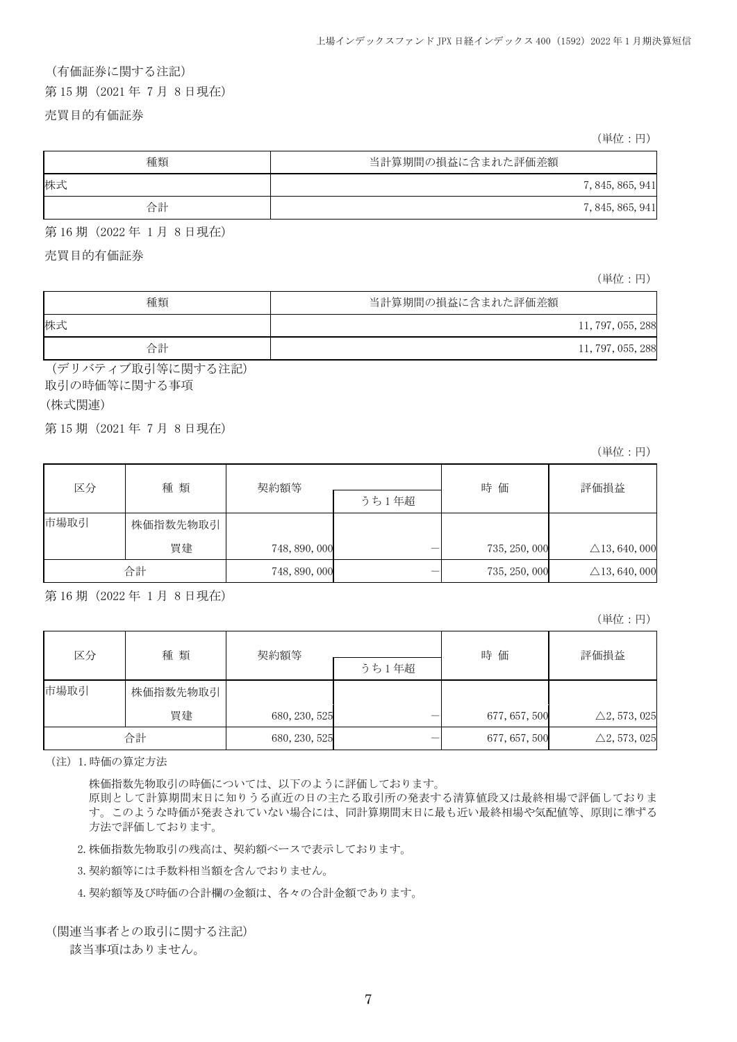（有価証券に関する注記）

第15期（2021年 7月 8日現在）

売買目的有価証券

（単位：円）

| 種類 | 当計算期間の損益に含まれた評価差額 |
| --- | --- |
| 株式 | 7,845,865,941 |
| 合計 | 7,845,865,941 |

第16期（2022年 1月 8日現在）

売買目的有価証券

（単位：円）

| 種類 | 当計算期間の損益に含まれた評価差額 |
| --- | --- |
| 株式 | 11,797,055,288 |
| 合計 | 11,797,055,288 |

（デリバティブ取引等に関する注記）

取引の時価等に関する事項

（株式関連）

第15期（2021年 7月 8日現在）

（単位：円）

| 区分 | 種 類 | 契約額等 | | 時 価 | 評価損益 |
| --- | --- | --- | --- | --- | --- |
| | | | うち1年超 | | |
| 市場取引 | 株価指数先物取引 | | | | |
| | 買建 | 748,890,000 | － | 735,250,000 | △13,640,000 |
| 合計 | | 748,890,000 | － | 735,250,000 | △13,640,000 |

第16期（2022年 1月 8日現在）

（単位：円）

| 区分 | 種 類 | 契約額等 | | 時 価 | 評価損益 |
| --- | --- | --- | --- | --- | --- |
| | | | うち1年超 | | |
| 市場取引 | 株価指数先物取引 | | | | |
| | 買建 | 680,230,525 | － | 677,657,500 | △2,573,025 |
| 合計 | | 680,230,525 | － | 677,657,500 | △2,573,025 |

（注）1.時価の算定方法

株価指数先物取引の時価については、以下のように評価しております。
原則として計算期間末日に知りうる直近の日の主たる取引所の発表する清算値段又は最終相場で評価しております。このような時価が発表されていない場合には、同計算期間末日に最も近い最終相場や気配値等、原則に準ずる方法で評価しております。

2.株価指数先物取引の残高は、契約額ベースで表示しております。

3.契約額等には手数料相当額を含んでおりません。

4.契約額等及び時価の合計欄の金額は、各々の合計金額であります。

（関連当事者との取引に関する注記）

該当事項はありません。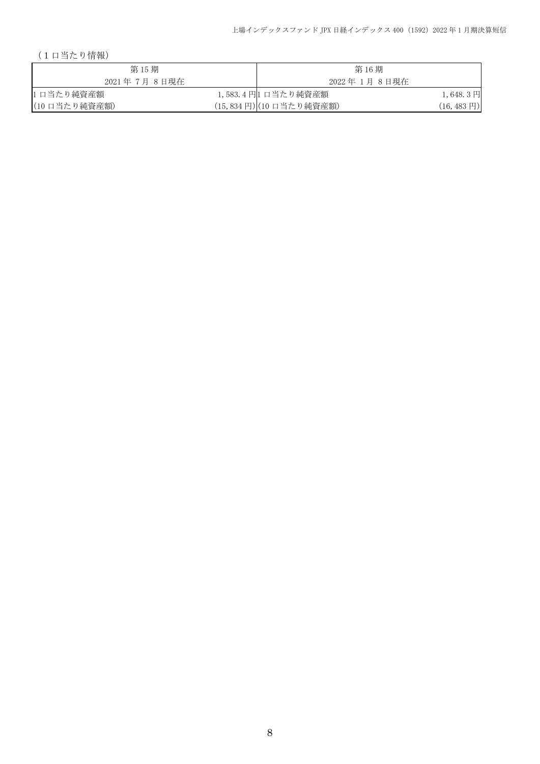（１口当たり情報）

| 第15期<br>2021年 7月 8日現在 | | 第16期<br>2022年 1月 8日現在 | |
|---|---|---|---|
| 1口当たり純資産額 | 1,583.4円 | 1口当たり純資産額 | 1,648.3円 |
| (10口当たり純資産額) | (15,834円) | (10口当たり純資産額) | (16,483円) |